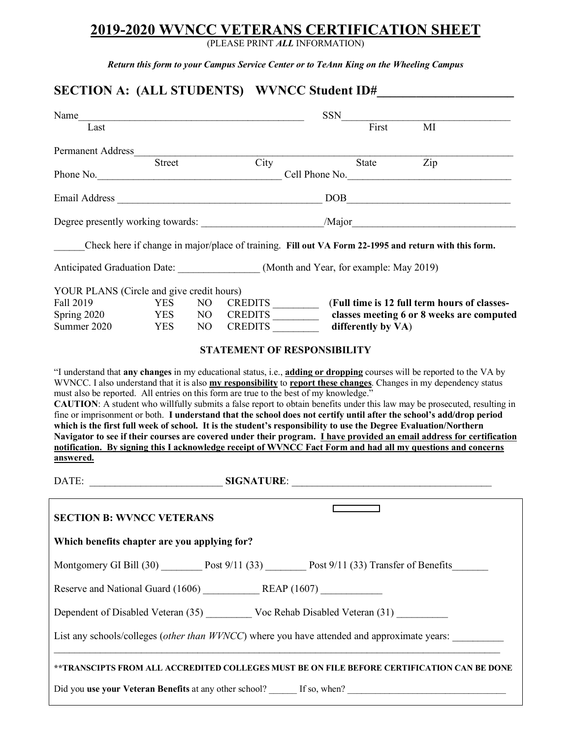# 2019-2020 WVNCC VETERANS CERTIFICATION SHEET

(PLEASE PRINT ***ALL*** INFORMATION)

***Return this form to your Campus Service Center or to TeAnn King on the Wheeling Campus***

## SECTION A: (ALL STUDENTS) WVNCC Student ID#\_\_\_\_\_\_\_\_\_\_\_\_\_\_\_\_\_\_\_\_\_

Name\_\_\_\_\_\_\_\_\_\_\_\_\_\_\_\_\_\_\_\_\_\_\_\_\_\_\_\_\_\_\_\_\_\_\_\_\_\_\_\_\_\_\_\_ SSN\_\_\_\_\_\_\_\_\_\_\_\_\_\_\_\_\_\_\_\_\_\_\_\_\_\_\_\_\_\_\_\_\_
Last First MI

Permanent Address\_\_\_\_\_\_\_\_\_\_\_\_\_\_\_\_\_\_\_\_\_\_\_\_\_\_\_\_\_\_\_\_\_\_\_\_\_\_\_\_\_\_\_\_\_\_\_\_\_\_\_\_\_\_\_\_\_\_\_\_\_\_\_\_\_\_\_\_\_\_
Street City State Zip

Phone No.\_\_\_\_\_\_\_\_\_\_\_\_\_\_\_\_\_\_\_\_\_\_\_\_\_\_\_\_\_\_\_\_\_\_\_\_\_ Cell Phone No.\_\_\_\_\_\_\_\_\_\_\_\_\_\_\_\_\_\_\_\_\_\_\_\_\_\_\_\_\_\_\_\_

Email Address \_\_\_\_\_\_\_\_\_\_\_\_\_\_\_\_\_\_\_\_\_\_\_\_\_\_\_\_\_\_\_\_\_\_\_\_\_\_\_\_ DOB\_\_\_\_\_\_\_\_\_\_\_\_\_\_\_\_\_\_\_\_\_\_\_\_\_\_\_\_\_\_\_\_\_

Degree presently working towards: \_\_\_\_\_\_\_\_\_\_\_\_\_\_\_\_\_\_\_\_\_\_\_\_/Major\_\_\_\_\_\_\_\_\_\_\_\_\_\_\_\_\_\_\_\_\_\_\_\_\_\_\_\_\_\_\_\_

\_\_\_\_\_\_Check here if change in major/place of training. **Fill out VA Form 22-1995 and return with this form.**

Anticipated Graduation Date: \_\_\_\_\_\_\_\_\_\_\_\_\_\_\_\_ (Month and Year, for example: May 2019)

YOUR PLANS (Circle and give credit hours)

| | | | | |
|---|---|---|---|---|
| Fall 2019 | YES | NO | CREDITS \_\_\_\_\_\_\_\_\_ | **(Full time is 12 full term hours of classes-** |
| Spring 2020 | YES | NO | CREDITS \_\_\_\_\_\_\_\_\_ | **classes meeting 6 or 8 weeks are computed** |
| Summer 2020 | YES | NO | CREDITS \_\_\_\_\_\_\_\_\_ | **differently by VA)** |

### STATEMENT OF RESPONSIBILITY

"I understand that **any changes** in my educational status, i.e., **<u>adding or dropping</u>** courses will be reported to the VA by WVNCC. I also understand that it is also **<u>my responsibility</u>** to **<u>report these changes</u>**. Changes in my dependency status must also be reported. All entries on this form are true to the best of my knowledge."
**CAUTION**: A student who willfully submits a false report to obtain benefits under this law may be prosecuted, resulting in fine or imprisonment or both. **I understand that the school does not certify until after the school's add/drop period which is the first full week of school. It is the student's responsibility to use the Degree Evaluation/Northern Navigator to see if their courses are covered under their program. <u>I have provided an email address for certification notification. By signing this I acknowledge receipt of WVNCC Fact Form and had all my questions and concerns answered.</u>**

DATE: \_\_\_\_\_\_\_\_\_\_\_\_\_\_\_\_\_\_\_\_\_\_\_\_\_\_ **SIGNATURE**: \_\_\_\_\_\_\_\_\_\_\_\_\_\_\_\_\_\_\_\_\_\_\_\_\_\_\_\_\_\_\_\_\_\_\_\_\_\_\_\_

## SECTION B: WVNCC VETERANS

**Which benefits chapter are you applying for?**

Montgomery GI Bill (30) \_\_\_\_\_\_\_\_ Post 9/11 (33) \_\_\_\_\_\_\_\_ Post 9/11 (33) Transfer of Benefits\_\_\_\_\_\_\_

Reserve and National Guard (1606) \_\_\_\_\_\_\_\_\_\_\_ REAP (1607) \_\_\_\_\_\_\_\_\_\_\_\_

Dependent of Disabled Veteran (35) \_\_\_\_\_\_\_\_\_ Voc Rehab Disabled Veteran (31) \_\_\_\_\_\_\_\_\_\_

List any schools/colleges (*other than WVNCC*) where you have attended and approximate years: \_\_\_\_\_\_\_\_\_\_
\_\_\_\_\_\_\_\_\_\_\_\_\_\_\_\_\_\_\_\_\_\_\_\_\_\_\_\_\_\_\_\_\_\_\_\_\_\_\_\_\_\_\_\_\_\_\_\_\_\_\_\_\_\_\_\_\_\_\_\_\_\_\_\_\_\_\_\_\_\_\_\_\_\_\_\_\_\_\_\_\_\_\_\_\_\_\_\_\_\_\_\_

**\*\*TRANSCIPTS FROM ALL ACCREDITED COLLEGES MUST BE ON FILE BEFORE CERTIFICATION CAN BE DONE**

Did you **use your Veteran Benefits** at any other school? \_\_\_\_\_\_ If so, when? \_\_\_\_\_\_\_\_\_\_\_\_\_\_\_\_\_\_\_\_\_\_\_\_\_\_\_\_\_\_\_\_\_\_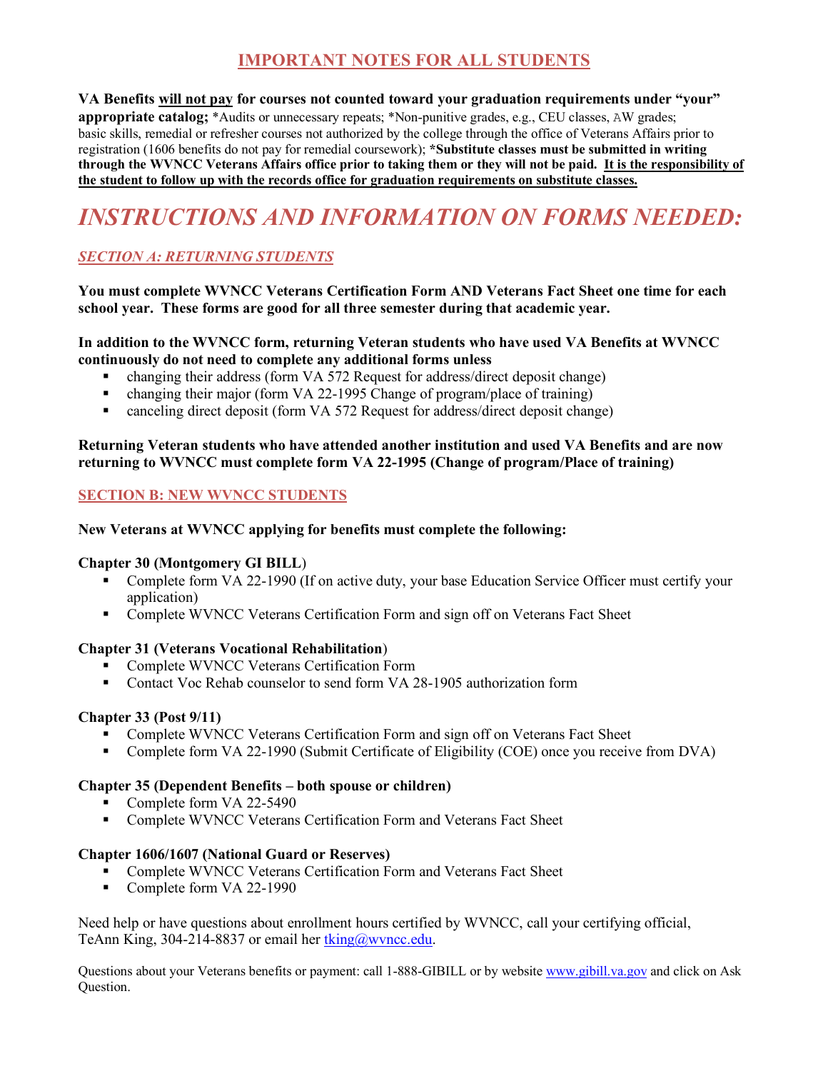## IMPORTANT NOTES FOR ALL STUDENTS

**VA Benefits <u>will not pay</u> for courses not counted toward your graduation requirements under "your" appropriate catalog;** *Audits or unnecessary repeats; *Non-punitive grades, e.g., CEU classes, AW grades; basic skills, remedial or refresher courses not authorized by the college through the office of Veterans Affairs prior to registration (1606 benefits do not pay for remedial coursework); ***Substitute classes must be submitted in writing through the WVNCC Veterans Affairs office prior to taking them or they will not be paid. <u>It is the responsibility of the student to follow up with the records office for graduation requirements on substitute classes.</u>**

# *INSTRUCTIONS AND INFORMATION ON FORMS NEEDED:*

### *<u>SECTION A: RETURNING STUDENTS</u>*

**You must complete WVNCC Veterans Certification Form AND Veterans Fact Sheet one time for each school year. These forms are good for all three semester during that academic year.**

**In addition to the WVNCC form, returning Veteran students who have used VA Benefits at WVNCC continuously do not need to complete any additional forms unless**

- changing their address (form VA 572 Request for address/direct deposit change)
- changing their major (form VA 22-1995 Change of program/place of training)
- canceling direct deposit (form VA 572 Request for address/direct deposit change)

**Returning Veteran students who have attended another institution and used VA Benefits and are now returning to WVNCC must complete form VA 22-1995 (Change of program/Place of training)**

### <u>SECTION B: NEW WVNCC STUDENTS</u>

**New Veterans at WVNCC applying for benefits must complete the following:**

**Chapter 30 (Montgomery GI BILL**)

- Complete form VA 22-1990 (If on active duty, your base Education Service Officer must certify your application)
- Complete WVNCC Veterans Certification Form and sign off on Veterans Fact Sheet

**Chapter 31 (Veterans Vocational Rehabilitation**)

- Complete WVNCC Veterans Certification Form
- Contact Voc Rehab counselor to send form VA 28-1905 authorization form

**Chapter 33 (Post 9/11)**

- Complete WVNCC Veterans Certification Form and sign off on Veterans Fact Sheet
- Complete form VA 22-1990 (Submit Certificate of Eligibility (COE) once you receive from DVA)

**Chapter 35 (Dependent Benefits – both spouse or children)**

- Complete form VA 22-5490
- Complete WVNCC Veterans Certification Form and Veterans Fact Sheet

**Chapter 1606/1607 (National Guard or Reserves)**

- Complete WVNCC Veterans Certification Form and Veterans Fact Sheet
- Complete form VA 22-1990

Need help or have questions about enrollment hours certified by WVNCC, call your certifying official, TeAnn King, 304-214-8837 or email her tking@wvncc.edu.

Questions about your Veterans benefits or payment: call 1-888-GIBILL or by website www.gibill.va.gov and click on Ask Question.